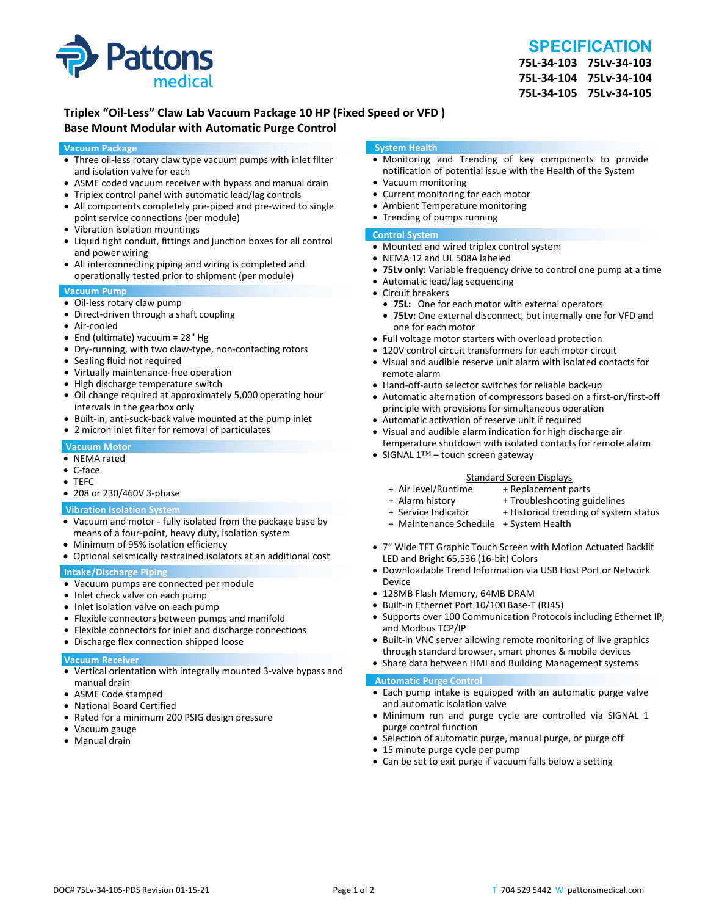Pattons medical

# SPECIFICATION

**75L-34-103 75Lv-34-103**
**75L-34-104 75Lv-34-104**
**75L-34-105 75Lv-34-105**

## Triplex "Oil-Less" Claw Lab Vacuum Package 10 HP (Fixed Speed or VFD )
## Base Mount Modular with Automatic Purge Control

### Vacuum Package

- Three oil-less rotary claw type vacuum pumps with inlet filter and isolation valve for each
- ASME coded vacuum receiver with bypass and manual drain
- Triplex control panel with automatic lead/lag controls
- All components completely pre-piped and pre-wired to single point service connections (per module)
- Vibration isolation mountings
- Liquid tight conduit, fittings and junction boxes for all control and power wiring
- All interconnecting piping and wiring is completed and operationally tested prior to shipment (per module)

### Vacuum Pump

- Oil-less rotary claw pump
- Direct-driven through a shaft coupling
- Air-cooled
- End (ultimate) vacuum = 28" Hg
- Dry-running, with two claw-type, non-contacting rotors
- Sealing fluid not required
- Virtually maintenance-free operation
- High discharge temperature switch
- Oil change required at approximately 5,000 operating hour intervals in the gearbox only
- Built-in, anti-suck-back valve mounted at the pump inlet
- 2 micron inlet filter for removal of particulates

### Vacuum Motor

- NEMA rated
- C-face
- TEFC
- 208 or 230/460V 3-phase

### Vibration Isolation System

- Vacuum and motor - fully isolated from the package base by means of a four-point, heavy duty, isolation system
- Minimum of 95% isolation efficiency
- Optional seismically restrained isolators at an additional cost

### Intake/Discharge Piping

- Vacuum pumps are connected per module
- Inlet check valve on each pump
- Inlet isolation valve on each pump
- Flexible connectors between pumps and manifold
- Flexible connectors for inlet and discharge connections
- Discharge flex connection shipped loose

### Vacuum Receiver

- Vertical orientation with integrally mounted 3-valve bypass and manual drain
- ASME Code stamped
- National Board Certified
- Rated for a minimum 200 PSIG design pressure
- Vacuum gauge
- Manual drain

### System Health

- Monitoring and Trending of key components to provide notification of potential issue with the Health of the System
- Vacuum monitoring
- Current monitoring for each motor
- Ambient Temperature monitoring
- Trending of pumps running

### Control System

- Mounted and wired triplex control system
- NEMA 12 and UL 508A labeled
- **75Lv only:** Variable frequency drive to control one pump at a time
- Automatic lead/lag sequencing
- Circuit breakers
  - **75L:** One for each motor with external operators
  - **75Lv:** One external disconnect, but internally one for VFD and one for each motor
- Full voltage motor starters with overload protection
- 120V control circuit transformers for each motor circuit
- Visual and audible reserve unit alarm with isolated contacts for remote alarm
- Hand-off-auto selector switches for reliable back-up
- Automatic alternation of compressors based on a first-on/first-off principle with provisions for simultaneous operation
- Automatic activation of reserve unit if required
- Visual and audible alarm indication for high discharge air temperature shutdown with isolated contacts for remote alarm
- SIGNAL 1™ – touch screen gateway

Standard Screen Displays

| | |
|---|---|
| + Air level/Runtime | + Replacement parts |
| + Alarm history | + Troubleshooting guidelines |
| + Service Indicator | + Historical trending of system status |
| + Maintenance Schedule | + System Health |

- 7" Wide TFT Graphic Touch Screen with Motion Actuated Backlit LED and Bright 65,536 (16-bit) Colors
- Downloadable Trend Information via USB Host Port or Network Device
- 128MB Flash Memory, 64MB DRAM
- Built-in Ethernet Port 10/100 Base-T (RJ45)
- Supports over 100 Communication Protocols including Ethernet IP, and Modbus TCP/IP
- Built-in VNC server allowing remote monitoring of live graphics through standard browser, smart phones & mobile devices
- Share data between HMI and Building Management systems

### Automatic Purge Control

- Each pump intake is equipped with an automatic purge valve and automatic isolation valve
- Minimum run and purge cycle are controlled via SIGNAL 1 purge control function
- Selection of automatic purge, manual purge, or purge off
- 15 minute purge cycle per pump
- Can be set to exit purge if vacuum falls below a setting

DOC# 75Lv-34-105-PDS Revision 01-15-21 T 704 529 5442 W pattonsmedical.com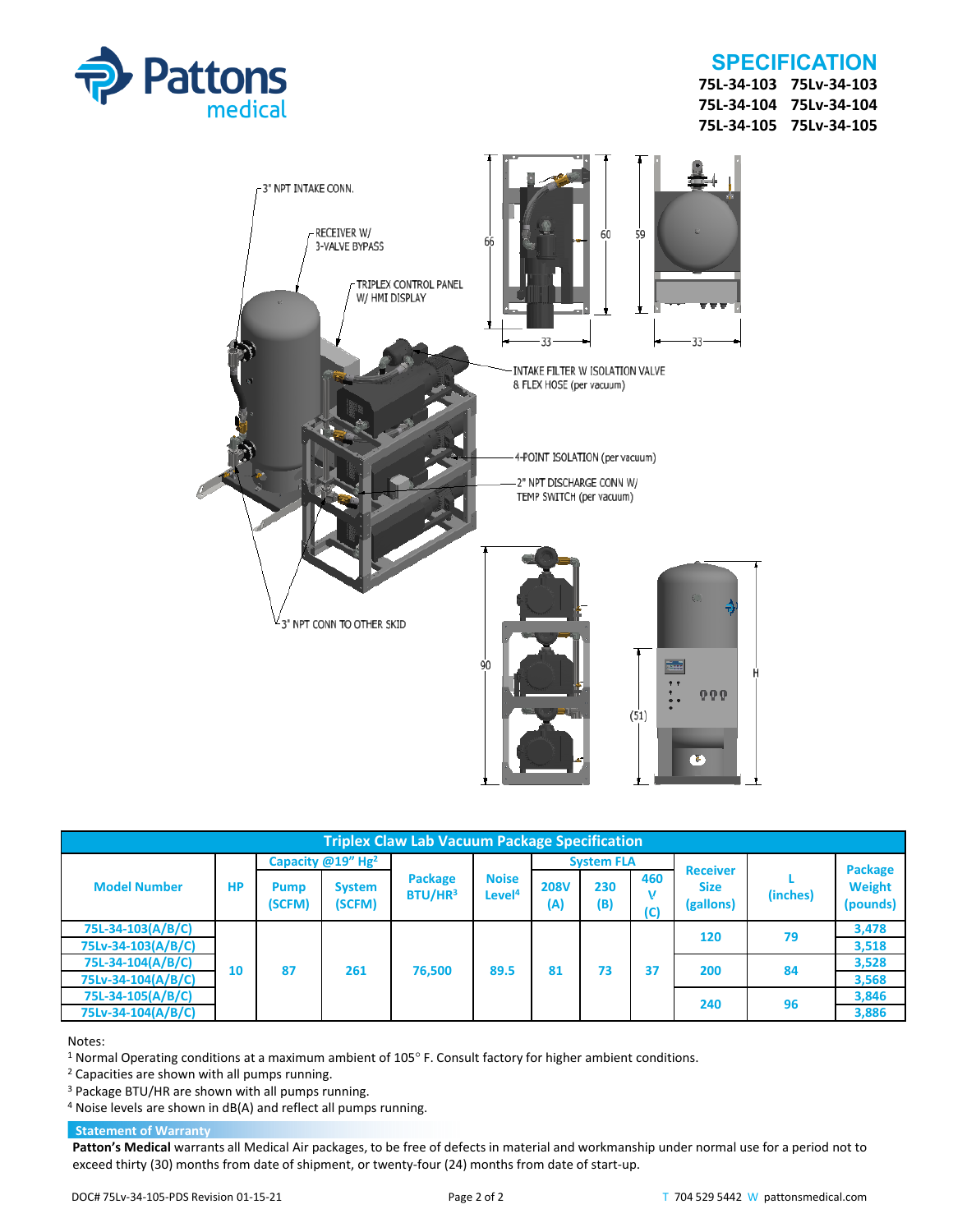# SPECIFICATION

**75L-34-103 75Lv-34-103**
**75L-34-104 75Lv-34-104**
**75L-34-105 75Lv-34-105**

3" NPT INTAKE CONN.

RECEIVER W/ 3-VALVE BYPASS

TRIPLEX CONTROL PANEL W/ HMI DISPLAY

INTAKE FILTER W ISOLATION VALVE & FLEX HOSE (per vacuum)

4-POINT ISOLATION (per vacuum)

2" NPT DISCHARGE CONN W/ TEMP SWITCH (per vacuum)

3" NPT CONN TO OTHER SKID

66

60

59

33

33

90

(51)

H

| Triplex Claw Lab Vacuum Package Specification | | | | | | | | | | | |
|---|---|---|---|---|---|---|---|---|---|---|---|
| Model Number | HP | Capacity @19" Hg[2] Pump (SCFM) | Capacity @19" Hg[2] System (SCFM) | Package BTU/HR[3] | Noise Level[4] | System FLA 208V (A) | System FLA 230 (B) | System FLA 460 V (C) | Receiver Size (gallons) | L (inches) | Package Weight (pounds) |
| 75L-34-103(A/B/C) | 10 | 87 | 261 | 76,500 | 89.5 | 81 | 73 | 37 | 120 | 79 | 3,478 |
| 75Lv-34-103(A/B/C) | | | | | | | | | | | 3,518 |
| 75L-34-104(A/B/C) | | | | | | | | | 200 | 84 | 3,528 |
| 75Lv-34-104(A/B/C) | | | | | | | | | | | 3,568 |
| 75L-34-105(A/B/C) | | | | | | | | | 240 | 96 | 3,846 |
| 75Lv-34-104(A/B/C) | | | | | | | | | | | 3,886 |

Notes:

[1] Normal Operating conditions at a maximum ambient of 105° F. Consult factory for higher ambient conditions.

[2] Capacities are shown with all pumps running.

[3] Package BTU/HR are shown with all pumps running.

[4] Noise levels are shown in dB(A) and reflect all pumps running.

**Statement of Warranty**

**Patton's Medical** warrants all Medical Air packages, to be free of defects in material and workmanship under normal use for a period not to exceed thirty (30) months from date of shipment, or twenty-four (24) months from date of start-up.

DOC# 75Lv-34-105-PDS Revision 01-15-21

T 704 529 5442 W pattonsmedical.com